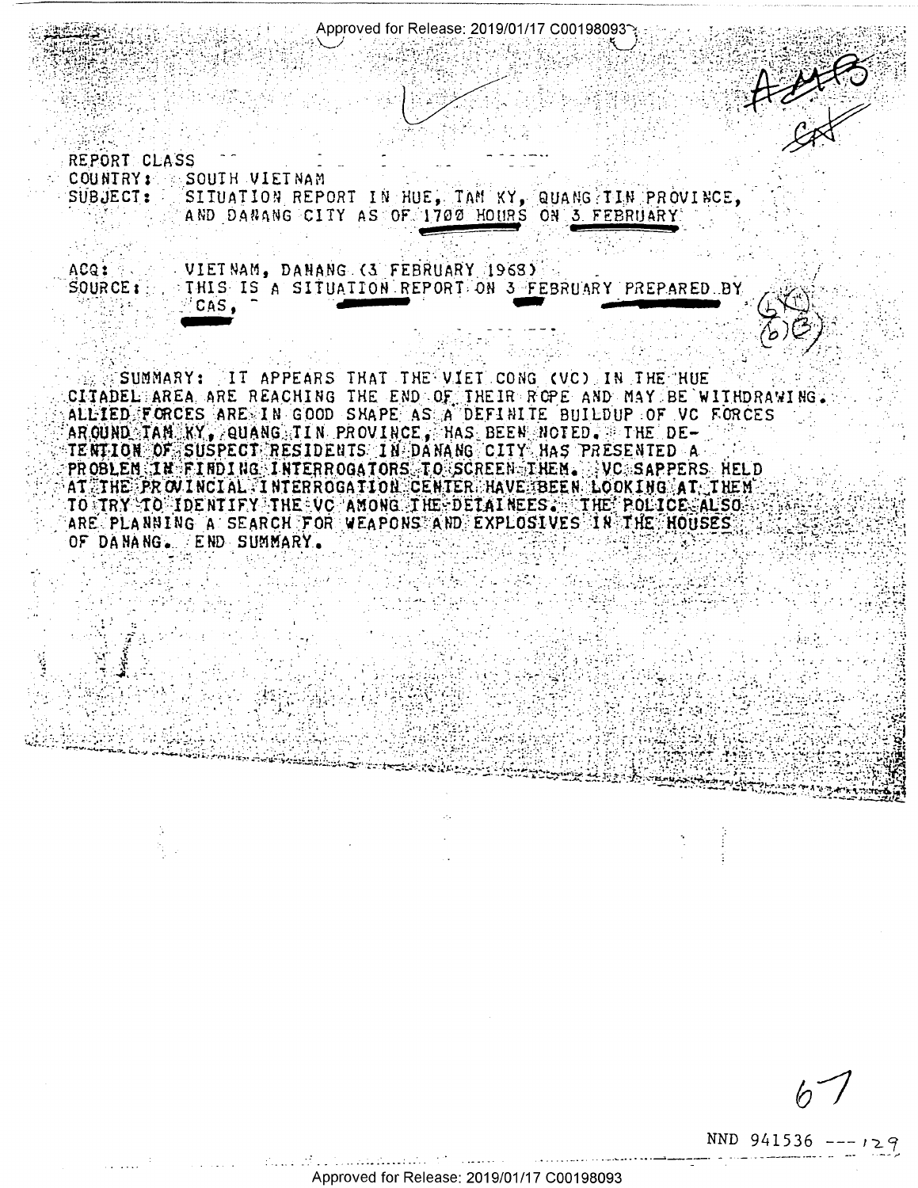REPORT CLASS

COUNTRY: SOUTH VIETNAM

SUBJECT: SITUATION REPORT IN HUE, TAM KY, QUANG TIN PROVINCE, AND DANANG CITY AS OF 1700 HOURS ON 3 FEBRUARY

ACQ: VIETNAM, DANANG (3 FEBRUARY 1968)

SOURCE: THIS IS A SITUATION REPORT ON 3 FEBRUARY PREPARED BY CAS,

(b)(1)
(b)(3)

SUMMARY: IT APPEARS THAT THE VIET CONG (VC) IN THE HUE CITADEL AREA ARE REACHING THE END OF THEIR ROPE AND MAY BE WITHDRAWING. ALLIED FORCES ARE IN GOOD SHAPE AS A DEFINITE BUILDUP OF VC FORCES AROUND TAM KY, QUANG TIN PROVINCE, HAS BEEN NOTED. THE DETENTION OF SUSPECT RESIDENTS IN DANANG CITY HAS PRESENTED A PROBLEM IN FINDING INTERROGATORS TO SCREEN THEM. VC SAPPERS HELD AT THE PROVINCIAL INTERROGATION CENTER HAVE BEEN LOOKING AT THEM TO TRY TO IDENTIFY THE VC AMONG THE DETAINEES. THE POLICE ALSO ARE PLANNING A SEARCH FOR WEAPONS AND EXPLOSIVES IN THE HOUSES OF DANANG. END SUMMARY.

NND 941536 --- 129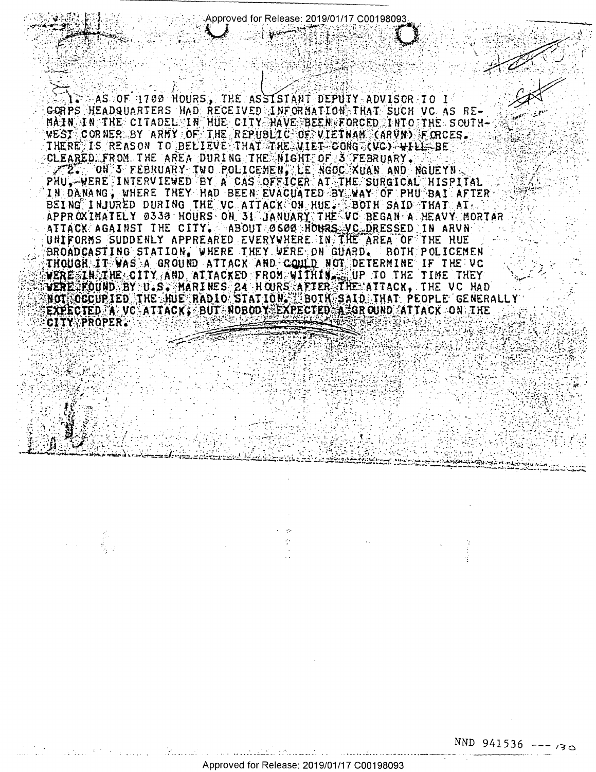1. AS OF 1700 HOURS, THE ASSISTANT DEPUTY ADVISOR TO I CORPS HEADQUARTERS HAD RECEIVED INFORMATION THAT SUCH VC AS REMAIN IN THE CITADEL IN HUE CITY HAVE BEEN FORCED INTO THE SOUTHWEST CORNER BY ARMY OF THE REPUBLIC OF VIETNAM (ARVN) FORCES. THERE IS REASON TO BELIEVE THAT THE VIET CONG (VC) WILL BE CLEARED FROM THE AREA DURING THE NIGHT OF 3 FEBRUARY.

2. ON 3 FEBRUARY TWO POLICEMEN, LE NGOC XUAN AND NGUEYN PHU, WERE INTERVIEWED BY A CAS OFFICER AT THE SURGICAL HISPITAL IN DANANG, WHERE THEY HAD BEEN EVACUATED BY WAY OF PHU BAI AFTER BEING INJURED DURING THE VC ATTACK ON HUE. BOTH SAID THAT AT APPROXIMATELY 0330 HOURS ON 31 JANUARY THE VC BEGAN A HEAVY MORTAR ATTACK AGAINST THE CITY. ABOUT 0600 HOURS VC DRESSED IN ARVN UNIFORMS SUDDENLY APPREARED EVERYWHERE IN THE AREA OF THE HUE BROADCASTING STATION, WHERE THEY WERE ON GUARD. BOTH POLICEMEN THOUGH IT WAS A GROUND ATTACK AND COULD NOT DETERMINE IF THE VC WERE IN THE CITY AND ATTACKED FROM WITHIN. UP TO THE TIME THEY WERE FOUND BY U.S. MARINES 24 HOURS AFTER THE ATTACK, THE VC HAD NOT OCCUPIED THE HUE RADIO STATION. BOTH SAID THAT PEOPLE GENERALLY EXPECTED A VC ATTACK, BUT NOBODY EXPECTED A GROUND ATTACK ON THE CITY PROPER.

NND 941536 --- 130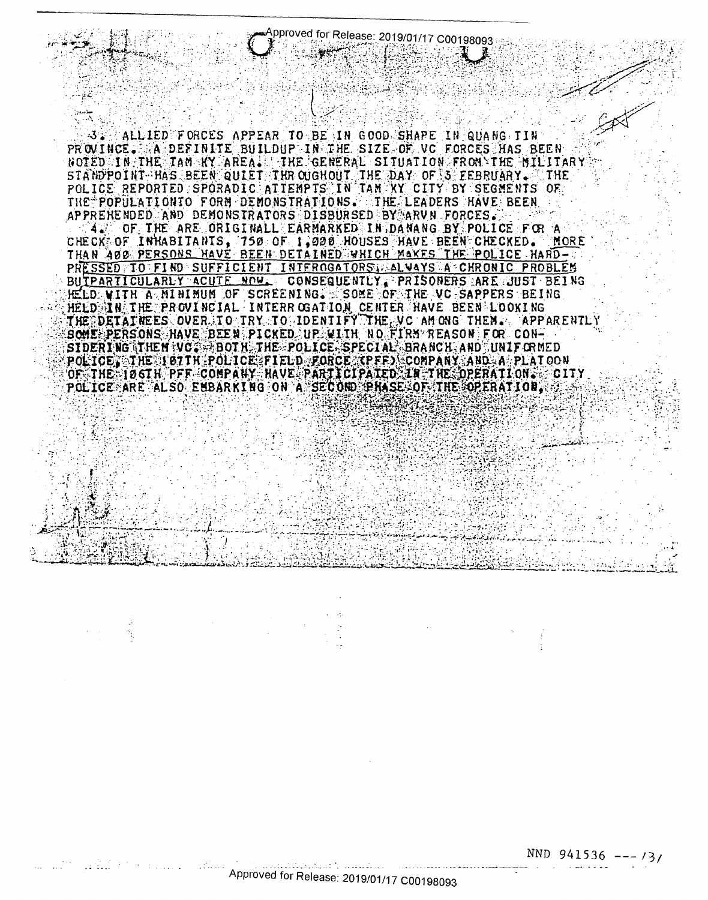3. ALLIED FORCES APPEAR TO BE IN GOOD SHAPE IN QUANG TIN PROVINCE. A DEFINITE BUILDUP IN THE SIZE OF VC FORCES HAS BEEN NOTED IN THE TAM KY AREA. THE GENERAL SITUATION FROM THE MILITARY STANDPOINT HAS BEEN QUIET THROUGHOUT THE DAY OF 3 FEBRUARY. THE POLICE REPORTED SPORADIC ATTEMPTS IN TAM KY CITY BY SEGMENTS OF THE POPULATIONTO FORM DEMONSTRATIONS. THE LEADERS HAVE BEEN APPREHENDED AND DEMONSTRATORS DISBURSED BY ARVN FORCES.

4. OF THE ARE ORIGINALL EARMARKED IN DANANG BY POLICE FOR A CHECK OF INHABITANTS, 750 OF 1,000 HOUSES HAVE BEEN CHECKED. MORE THAN 400 PERSONS HAVE BEEN DETAINED WHICH MAKES THE POLICE HARD-PRESSED TO FIND SUFFICIENT INTERROGATORS, ALWAYS A CHRONIC PROBLEM BUTPARTICULARLY ACUTE NOW. CONSEQUENTLY, PRISONERS ARE JUST BEING HELD WITH A MINIMUM OF SCREENING. SOME OF THE VC SAPPERS BEING HELD IN THE PROVINCIAL INTERROGATION CENTER HAVE BEEN LOOKING THE DETAINEES OVER TO TRY TO IDENTIFY THE VC AMONG THEM. APPARENTLY SOME PERSONS HAVE BEEN PICKED UP WITH NO FIRM REASON FOR CONSIDERING THEM VC. BOTH THE POLICE SPECIAL BRANCH AND UNIFORMED POLICE, THE 107TH POLICE FIELD FORCE (PFF) COMPANY AND A PLATOON OF THE 106TH PFF COMPANY HAVE PARTICIPATED IN THE OPERATION. CITY POLICE ARE ALSO EMBARKING ON A SECOND PHASE OF THE OPERATION,

NND 941536 --- 131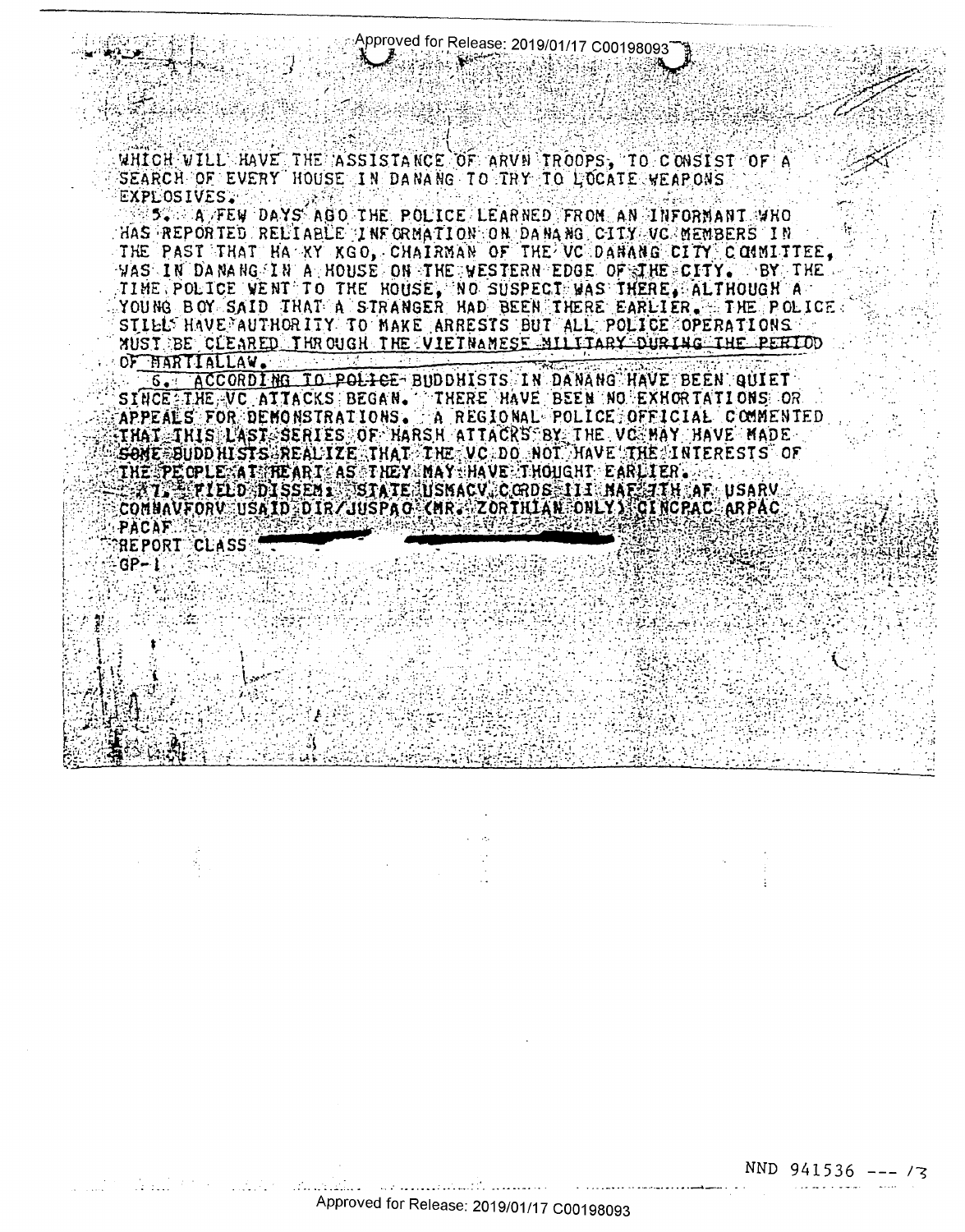WHICH WILL HAVE THE ASSISTANCE OF ARVN TROOPS, TO CONSIST OF A SEARCH OF EVERY HOUSE IN DANANG TO TRY TO LOCATE WEAPONS EXPLOSIVES.

5. A FEW DAYS AGO THE POLICE LEARNED FROM AN INFORMANT WHO HAS REPORTED RELIABLE INFORMATION ON DANANG CITY VC MEMBERS IN THE PAST THAT HA KY KGO, CHAIRMAN OF THE VC DANANG CITY COMMITTEE, WAS IN DANANG IN A HOUSE ON THE WESTERN EDGE OF THE CITY. BY THE TIME POLICE WENT TO THE HOUSE, NO SUSPECT WAS THERE, ALTHOUGH A YOUNG BOY SAID THAT A STRANGER HAD BEEN THERE EARLIER. THE POLICE STILL HAVE AUTHORITY TO MAKE ARRESTS BUT ALL POLICE OPERATIONS MUST BE CLEARED THROUGH THE VIETNAMESE MILITARY DURING THE PERIOD OF MARTIALLAW.

6. ACCORDING TO POLICE BUDDHISTS IN DANANG HAVE BEEN QUIET SINCE THE VC ATTACKS BEGAN. THERE HAVE BEEN NO EXHORTATIONS OR APPEALS FOR DEMONSTRATIONS. A REGIONAL POLICE OFFICIAL COMMENTED THAT THIS LAST SERIES OF HARSH ATTACKS BY THE VC MAY HAVE MADE SOME BUDDHISTS REALIZE THAT THE VC DO NOT HAVE THE INTERESTS OF THE PEOPLE AT HEART AS THEY MAY HAVE THOUGHT EARLIER.

7. FIELD DISSEM: STATE USMACV CORDS III MAF 7TH AF USARV COMNAVFORV USAID DIR/JUSPAO (MR. ZORTHIAN ONLY) CINCPAC ARPAC PACAF

REPORT CLASS

GP-1

NND 941536 --- 13